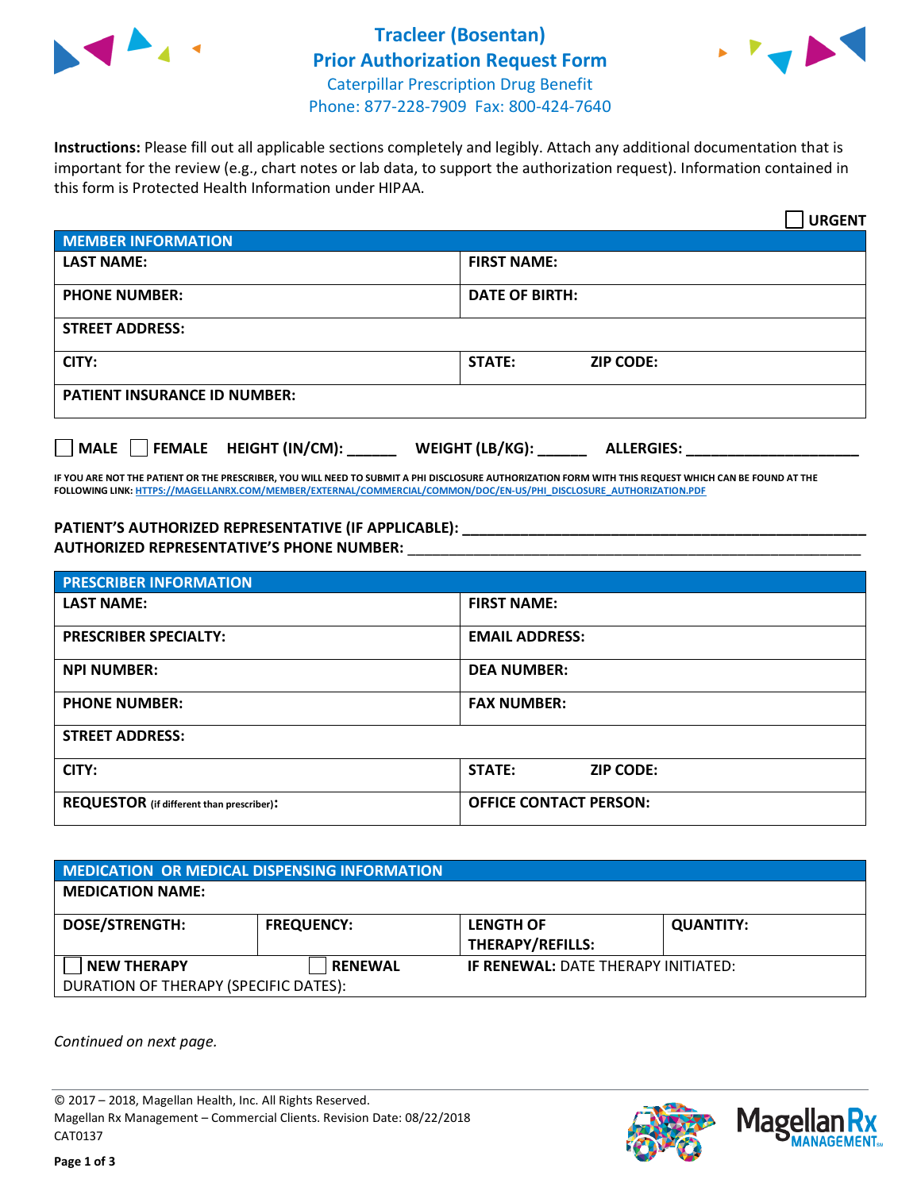# Tracleer (Bosentan)
# Prior Authorization Request Form

Caterpillar Prescription Drug Benefit
Phone: 877-228-7909 Fax: 800-424-7640

**Instructions:** Please fill out all applicable sections completely and legibly. Attach any additional documentation that is important for the review (e.g., chart notes or lab data, to support the authorization request). Information contained in this form is Protected Health Information under HIPAA.

☐ **URGENT**

| MEMBER INFORMATION | |
|---|---|
| **LAST NAME:** | **FIRST NAME:** |
| **PHONE NUMBER:** | **DATE OF BIRTH:** |
| **STREET ADDRESS:** | |
| **CITY:** | **STATE:** **ZIP CODE:** |
| **PATIENT INSURANCE ID NUMBER:** | |

☐ **MALE** ☐ **FEMALE** **HEIGHT (IN/CM):** ______ **WEIGHT (LB/KG):** ______ **ALLERGIES:** ____________________

**IF YOU ARE NOT THE PATIENT OR THE PRESCRIBER, YOU WILL NEED TO SUBMIT A PHI DISCLOSURE AUTHORIZATION FORM WITH THIS REQUEST WHICH CAN BE FOUND AT THE FOLLOWING LINK: HTTPS://MAGELLANRX.COM/MEMBER/EXTERNAL/COMMERCIAL/COMMON/DOC/EN-US/PHI_DISCLOSURE_AUTHORIZATION.PDF**

**PATIENT'S AUTHORIZED REPRESENTATIVE (IF APPLICABLE):** ____________________________________________
**AUTHORIZED REPRESENTATIVE'S PHONE NUMBER:** ____________________________________________

| PRESCRIBER INFORMATION | |
|---|---|
| **LAST NAME:** | **FIRST NAME:** |
| **PRESCRIBER SPECIALTY:** | **EMAIL ADDRESS:** |
| **NPI NUMBER:** | **DEA NUMBER:** |
| **PHONE NUMBER:** | **FAX NUMBER:** |
| **STREET ADDRESS:** | |
| **CITY:** | **STATE:** **ZIP CODE:** |
| **REQUESTOR** (if different than prescriber)**:** | **OFFICE CONTACT PERSON:** |

| MEDICATION OR MEDICAL DISPENSING INFORMATION | | | |
|---|---|---|---|
| **MEDICATION NAME:** | | | |
| **DOSE/STRENGTH:** | **FREQUENCY:** | **LENGTH OF THERAPY/REFILLS:** | **QUANTITY:** |
| ☐ **NEW THERAPY** | ☐ **RENEWAL** | **IF RENEWAL:** DATE THERAPY INITIATED: | |
| DURATION OF THERAPY (SPECIFIC DATES): | | | |

*Continued on next page.*

© 2017 – 2018, Magellan Health, Inc. All Rights Reserved.
Magellan Rx Management – Commercial Clients. Revision Date: 08/22/2018
CAT0137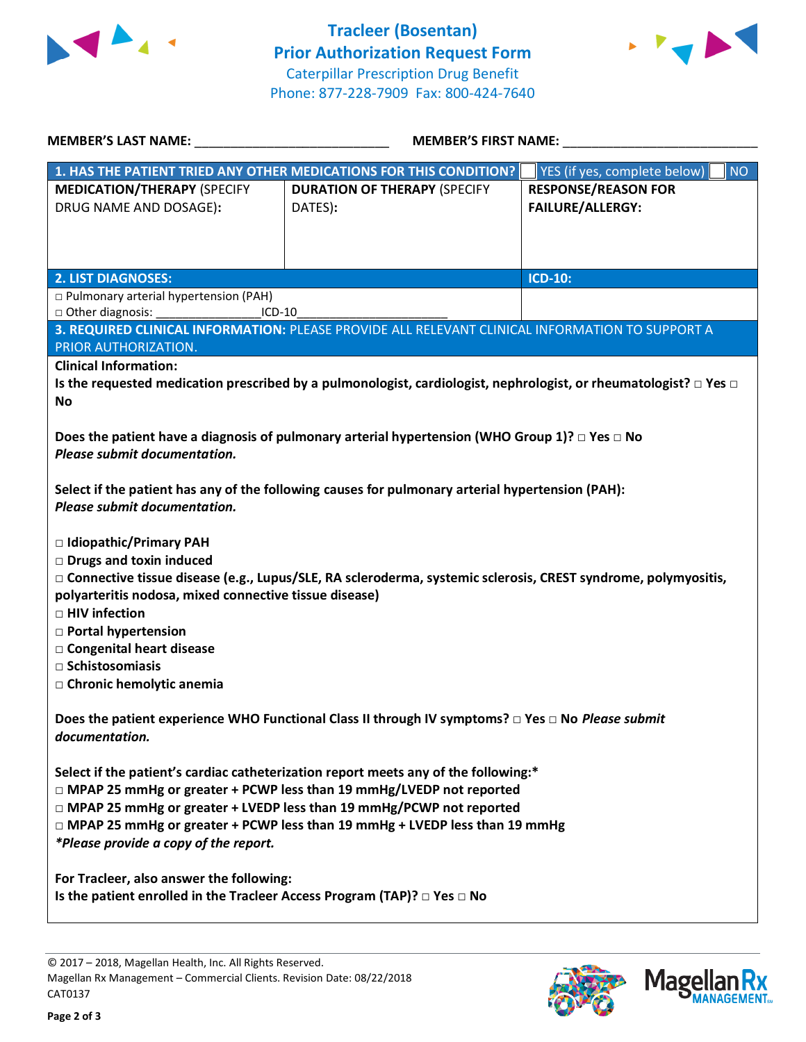# Tracleer (Bosentan)
## Prior Authorization Request Form

Caterpillar Prescription Drug Benefit
Phone: 877-228-7909 Fax: 800-424-7640

**MEMBER'S LAST NAME:** ___________________________ **MEMBER'S FIRST NAME:** ___________________________

| 1. HAS THE PATIENT TRIED ANY OTHER MEDICATIONS FOR THIS CONDITION? | | ☐ YES (if yes, complete below) ☐ NO |
|---|---|---|
| **MEDICATION/THERAPY** (SPECIFY DRUG NAME AND DOSAGE): | **DURATION OF THERAPY** (SPECIFY DATES): | **RESPONSE/REASON FOR FAILURE/ALLERGY:** |
| | | |

| 2. LIST DIAGNOSES: | ICD-10: |
|---|---|
| □ Pulmonary arterial hypertension (PAH)<br>□ Other diagnosis: _______________ICD-10_____________________ | |

**3. REQUIRED CLINICAL INFORMATION:** PLEASE PROVIDE ALL RELEVANT CLINICAL INFORMATION TO SUPPORT A PRIOR AUTHORIZATION.

**Clinical Information:**

**Is the requested medication prescribed by a pulmonologist, cardiologist, nephrologist, or rheumatologist? □ Yes □ No**

**Does the patient have a diagnosis of pulmonary arterial hypertension (WHO Group 1)? □ Yes □ No**
***Please submit documentation.***

**Select if the patient has any of the following causes for pulmonary arterial hypertension (PAH):**
***Please submit documentation.***

**□ Idiopathic/Primary PAH**
**□ Drugs and toxin induced**
**□ Connective tissue disease (e.g., Lupus/SLE, RA scleroderma, systemic sclerosis, CREST syndrome, polymyositis, polyarteritis nodosa, mixed connective tissue disease)**
**□ HIV infection**
**□ Portal hypertension**
**□ Congenital heart disease**
**□ Schistosomiasis**
**□ Chronic hemolytic anemia**

**Does the patient experience WHO Functional Class II through IV symptoms? □ Yes □ No** ***Please submit documentation.***

**Select if the patient's cardiac catheterization report meets any of the following:***
**□ MPAP 25 mmHg or greater + PCWP less than 19 mmHg/LVEDP not reported**
**□ MPAP 25 mmHg or greater + LVEDP less than 19 mmHg/PCWP not reported**
**□ MPAP 25 mmHg or greater + PCWP less than 19 mmHg + LVEDP less than 19 mmHg**
***Please provide a copy of the report.***

**For Tracleer, also answer the following:**
**Is the patient enrolled in the Tracleer Access Program (TAP)? □ Yes □ No**

© 2017 – 2018, Magellan Health, Inc. All Rights Reserved.
Magellan Rx Management – Commercial Clients. Revision Date: 08/22/2018
CAT0137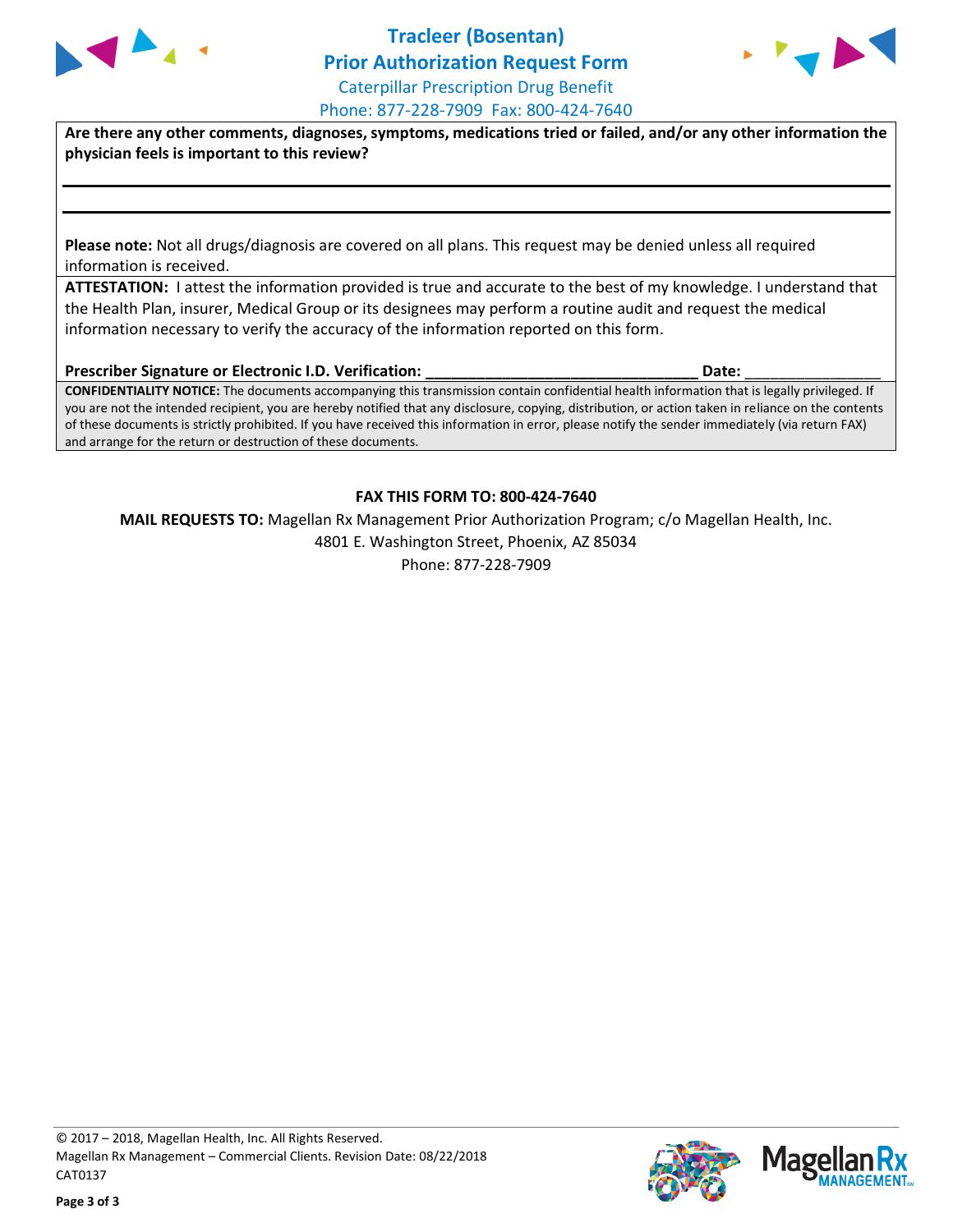**Are there any other comments, diagnoses, symptoms, medications tried or failed, and/or any other information the physician feels is important to this review?**

\_\_\_\_\_\_\_\_\_\_\_\_\_\_\_\_\_\_\_\_\_\_\_\_\_\_\_\_\_\_\_\_\_\_\_\_\_\_\_\_\_\_\_\_\_\_\_\_\_\_\_\_\_\_\_\_\_\_\_\_\_\_\_\_\_\_\_\_\_\_\_\_\_\_\_\_\_\_

\_\_\_\_\_\_\_\_\_\_\_\_\_\_\_\_\_\_\_\_\_\_\_\_\_\_\_\_\_\_\_\_\_\_\_\_\_\_\_\_\_\_\_\_\_\_\_\_\_\_\_\_\_\_\_\_\_\_\_\_\_\_\_\_\_\_\_\_\_\_\_\_\_\_\_\_\_\_

**Please note:** Not all drugs/diagnosis are covered on all plans. This request may be denied unless all required information is received.

**ATTESTATION:** I attest the information provided is true and accurate to the best of my knowledge. I understand that the Health Plan, insurer, Medical Group or its designees may perform a routine audit and request the medical information necessary to verify the accuracy of the information reported on this form.

**Prescriber Signature or Electronic I.D. Verification:** \_\_\_\_\_\_\_\_\_\_\_\_\_\_\_\_\_\_\_\_\_\_\_\_\_\_\_\_\_\_\_\_ **Date:** \_\_\_\_\_\_\_\_\_\_\_\_\_\_\_\_

**CONFIDENTIALITY NOTICE:** The documents accompanying this transmission contain confidential health information that is legally privileged. If you are not the intended recipient, you are hereby notified that any disclosure, copying, distribution, or action taken in reliance on the contents of these documents is strictly prohibited. If you have received this information in error, please notify the sender immediately (via return FAX) and arrange for the return or destruction of these documents.

**FAX THIS FORM TO: 800-424-7640**

**MAIL REQUESTS TO:** Magellan Rx Management Prior Authorization Program; c/o Magellan Health, Inc.
4801 E. Washington Street, Phoenix, AZ 85034
Phone: 877-228-7909

© 2017 – 2018, Magellan Health, Inc. All Rights Reserved.
Magellan Rx Management – Commercial Clients. Revision Date: 08/22/2018
CAT0137